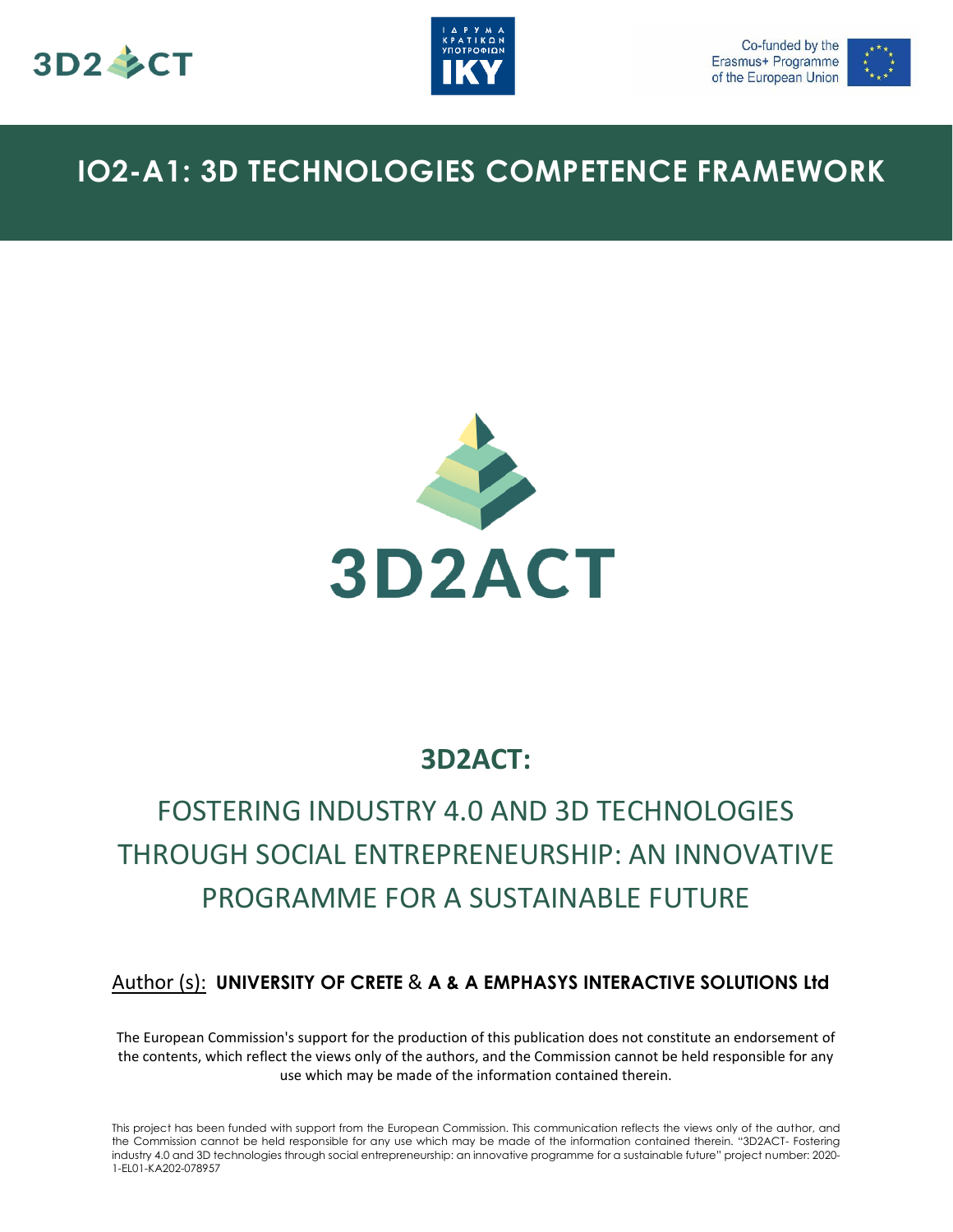# IO2-A1: 3D TECHNOLOGIES COMPETENCE FRAMEWORK

## 3D2ACT:

FOSTERING INDUSTRY 4.0 AND 3D TECHNOLOGIES THROUGH SOCIAL ENTREPRENEURSHIP: AN INNOVATIVE PROGRAMME FOR A SUSTAINABLE FUTURE

Author (s): **UNIVERSITY OF CRETE** & **A & A EMPHASYS INTERACTIVE SOLUTIONS Ltd**

The European Commission's support for the production of this publication does not constitute an endorsement of the contents, which reflect the views only of the authors, and the Commission cannot be held responsible for any use which may be made of the information contained therein.

This project has been funded with support from the European Commission. This communication reflects the views only of the author, and the Commission cannot be held responsible for any use which may be made of the information contained therein. "3D2ACT- Fostering industry 4.0 and 3D technologies through social entrepreneurship: an innovative programme for a sustainable future" project number: 2020-1-EL01-KA202-078957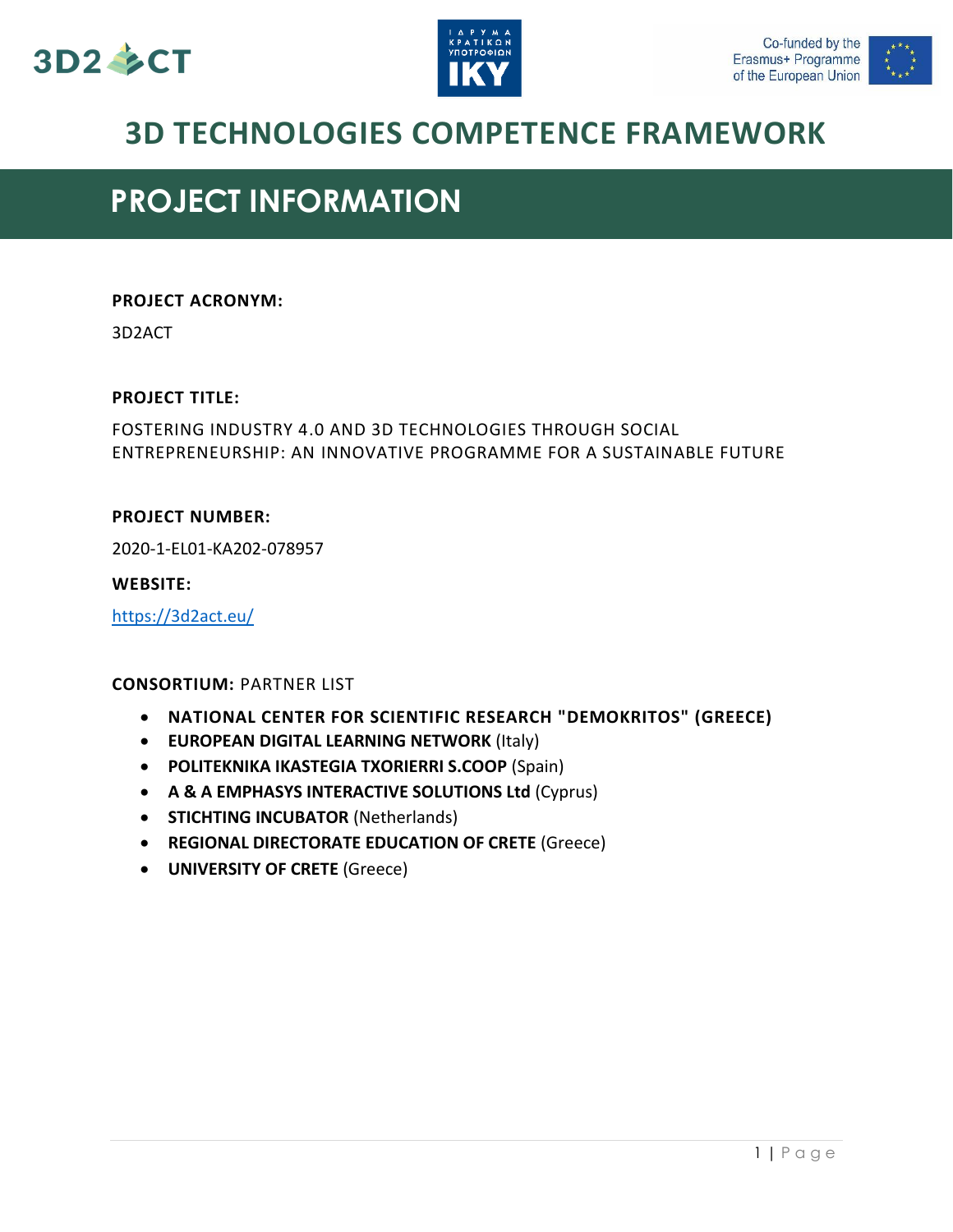# 3D TECHNOLOGIES COMPETENCE FRAMEWORK

## PROJECT INFORMATION

**PROJECT ACRONYM:**

3D2ACT

**PROJECT TITLE:**

FOSTERING INDUSTRY 4.0 AND 3D TECHNOLOGIES THROUGH SOCIAL ENTREPRENEURSHIP: AN INNOVATIVE PROGRAMME FOR A SUSTAINABLE FUTURE

**PROJECT NUMBER:**

2020-1-EL01-KA202-078957

**WEBSITE:**

https://3d2act.eu/

**CONSORTIUM:** PARTNER LIST

- **NATIONAL CENTER FOR SCIENTIFIC RESEARCH "DEMOKRITOS" (GREECE)**
- **EUROPEAN DIGITAL LEARNING NETWORK** (Italy)
- **POLITEKNIKA IKASTEGIA TXORIERRI S.COOP** (Spain)
- **A & A EMPHASYS INTERACTIVE SOLUTIONS Ltd** (Cyprus)
- **STICHTING INCUBATOR** (Netherlands)
- **REGIONAL DIRECTORATE EDUCATION OF CRETE** (Greece)
- **UNIVERSITY OF CRETE** (Greece)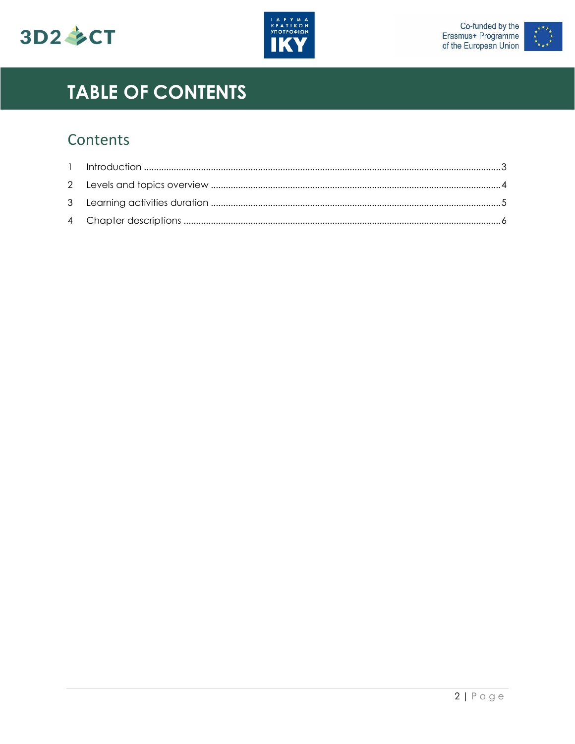# TABLE OF CONTENTS

## Contents

1 Introduction ....................................................................................................................................3

2 Levels and topics overview ...........................................................................................................4

3 Learning activities duration ...........................................................................................................5

4 Chapter descriptions .....................................................................................................................6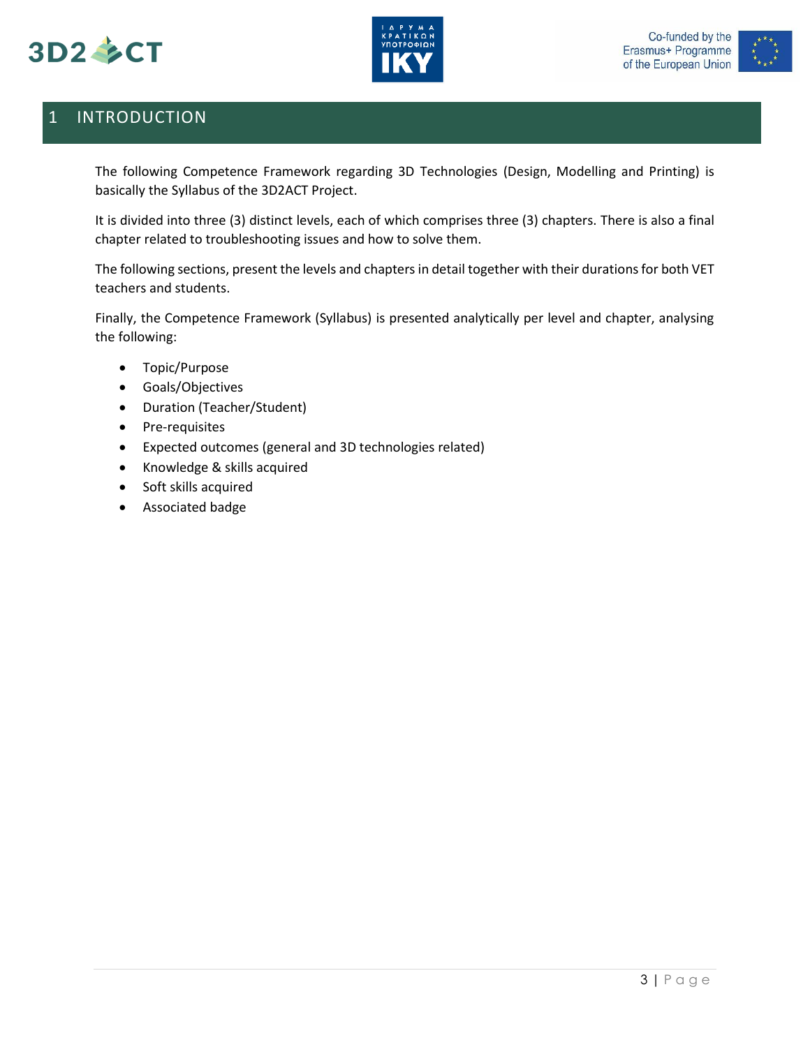# 1 INTRODUCTION

The following Competence Framework regarding 3D Technologies (Design, Modelling and Printing) is basically the Syllabus of the 3D2ACT Project.

It is divided into three (3) distinct levels, each of which comprises three (3) chapters. There is also a final chapter related to troubleshooting issues and how to solve them.

The following sections, present the levels and chapters in detail together with their durations for both VET teachers and students.

Finally, the Competence Framework (Syllabus) is presented analytically per level and chapter, analysing the following:

- Topic/Purpose
- Goals/Objectives
- Duration (Teacher/Student)
- Pre-requisites
- Expected outcomes (general and 3D technologies related)
- Knowledge & skills acquired
- Soft skills acquired
- Associated badge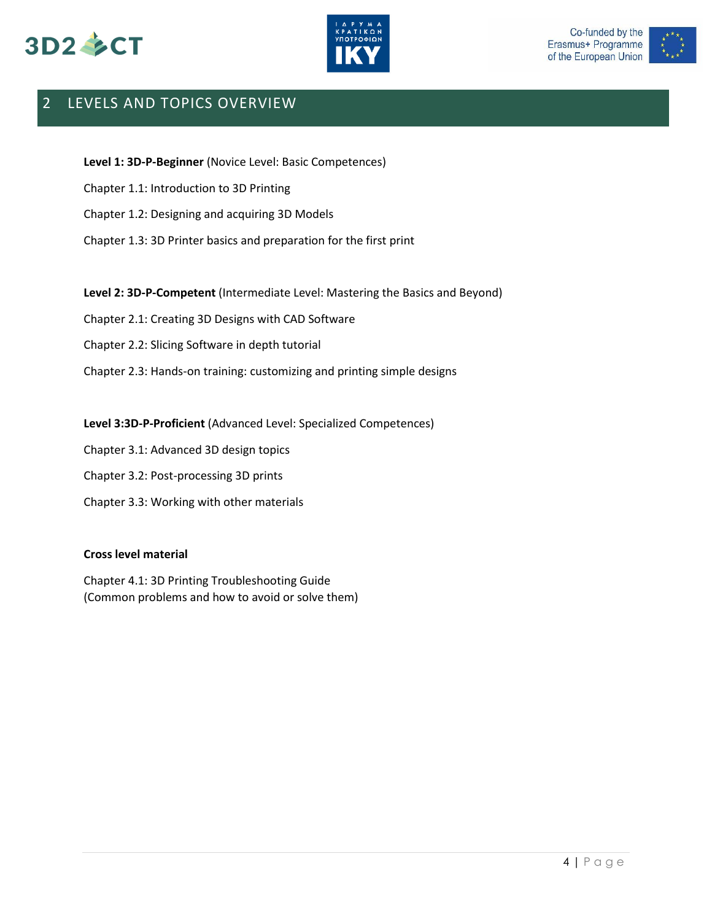# 2 LEVELS AND TOPICS OVERVIEW

**Level 1: 3D-P-Beginner** (Novice Level: Basic Competences)

Chapter 1.1: Introduction to 3D Printing

Chapter 1.2: Designing and acquiring 3D Models

Chapter 1.3: 3D Printer basics and preparation for the first print

**Level 2: 3D-P-Competent** (Intermediate Level: Mastering the Basics and Beyond)

Chapter 2.1: Creating 3D Designs with CAD Software

Chapter 2.2: Slicing Software in depth tutorial

Chapter 2.3: Hands-on training: customizing and printing simple designs

**Level 3:3D-P-Proficient** (Advanced Level: Specialized Competences)

Chapter 3.1: Advanced 3D design topics

Chapter 3.2: Post-processing 3D prints

Chapter 3.3: Working with other materials

**Cross level material**

Chapter 4.1: 3D Printing Troubleshooting Guide
(Common problems and how to avoid or solve them)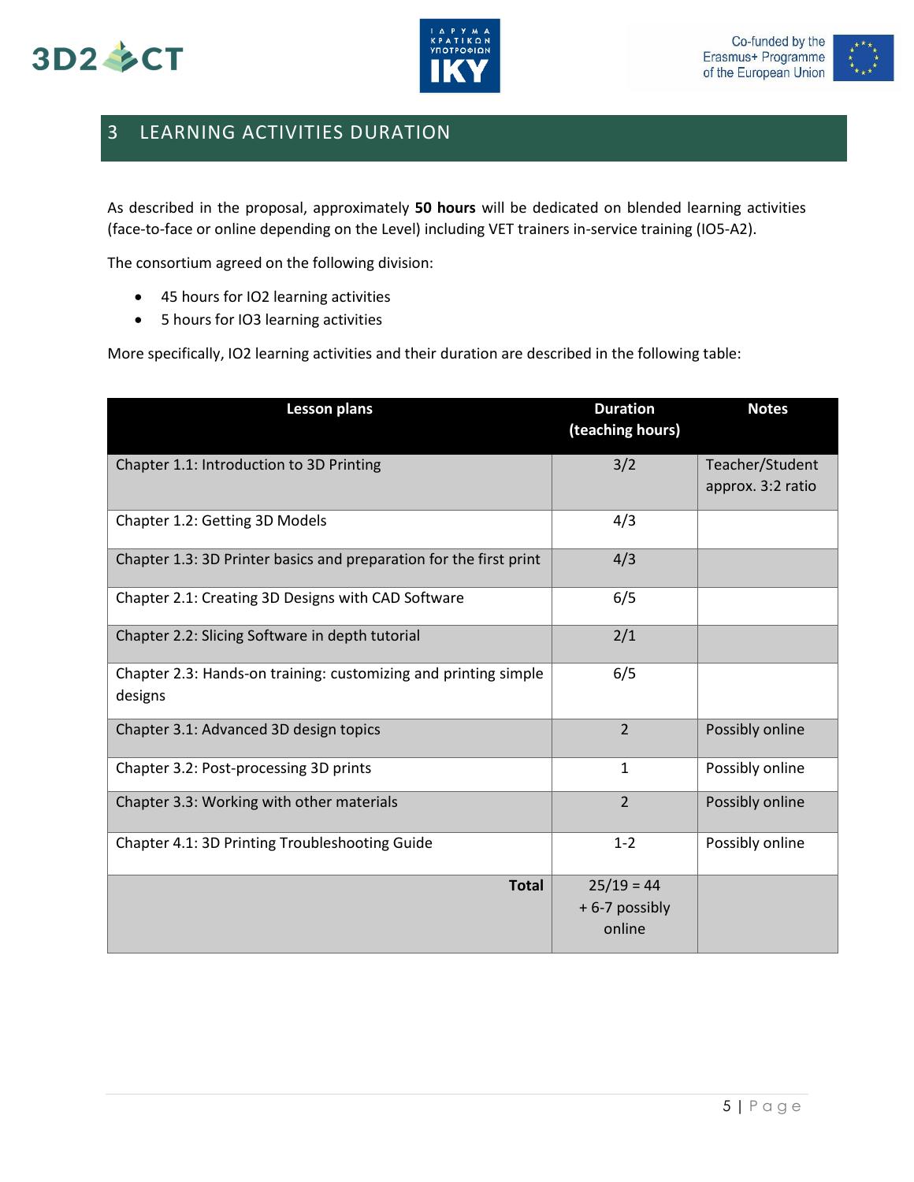# 3 LEARNING ACTIVITIES DURATION

As described in the proposal, approximately **50 hours** will be dedicated on blended learning activities (face-to-face or online depending on the Level) including VET trainers in-service training (IO5-A2).

The consortium agreed on the following division:

- 45 hours for IO2 learning activities
- 5 hours for IO3 learning activities

More specifically, IO2 learning activities and their duration are described in the following table:

| Lesson plans | Duration (teaching hours) | Notes |
|---|---|---|
| Chapter 1.1: Introduction to 3D Printing | 3/2 | Teacher/Student approx. 3:2 ratio |
| Chapter 1.2: Getting 3D Models | 4/3 | |
| Chapter 1.3: 3D Printer basics and preparation for the first print | 4/3 | |
| Chapter 2.1: Creating 3D Designs with CAD Software | 6/5 | |
| Chapter 2.2: Slicing Software in depth tutorial | 2/1 | |
| Chapter 2.3: Hands-on training: customizing and printing simple designs | 6/5 | |
| Chapter 3.1: Advanced 3D design topics | 2 | Possibly online |
| Chapter 3.2: Post-processing 3D prints | 1 | Possibly online |
| Chapter 3.3: Working with other materials | 2 | Possibly online |
| Chapter 4.1: 3D Printing Troubleshooting Guide | 1-2 | Possibly online |
| **Total** | 25/19 = 44 + 6-7 possibly online | |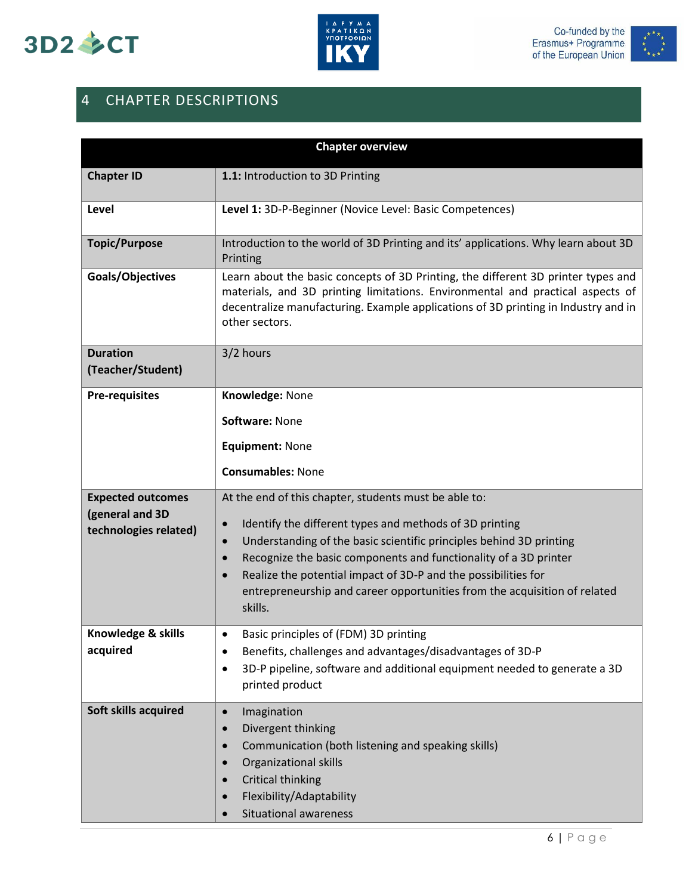# 4 CHAPTER DESCRIPTIONS

| Chapter overview | |
|---|---|
| **Chapter ID** | **1.1:** Introduction to 3D Printing |
| **Level** | **Level 1:** 3D-P-Beginner (Novice Level: Basic Competences) |
| **Topic/Purpose** | Introduction to the world of 3D Printing and its' applications. Why learn about 3D Printing |
| **Goals/Objectives** | Learn about the basic concepts of 3D Printing, the different 3D printer types and materials, and 3D printing limitations. Environmental and practical aspects of decentralize manufacturing. Example applications of 3D printing in Industry and in other sectors. |
| **Duration (Teacher/Student)** | 3/2 hours |
| **Pre-requisites** | **Knowledge:** None<br><br>**Software:** None<br><br>**Equipment:** None<br><br>**Consumables:** None |
| **Expected outcomes (general and 3D technologies related)** | At the end of this chapter, students must be able to:<br>• Identify the different types and methods of 3D printing<br>• Understanding of the basic scientific principles behind 3D printing<br>• Recognize the basic components and functionality of a 3D printer<br>• Realize the potential impact of 3D-P and the possibilities for entrepreneurship and career opportunities from the acquisition of related skills. |
| **Knowledge & skills acquired** | • Basic principles of (FDM) 3D printing<br>• Benefits, challenges and advantages/disadvantages of 3D-P<br>• 3D-P pipeline, software and additional equipment needed to generate a 3D printed product |
| **Soft skills acquired** | • Imagination<br>• Divergent thinking<br>• Communication (both listening and speaking skills)<br>• Organizational skills<br>• Critical thinking<br>• Flexibility/Adaptability<br>• Situational awareness |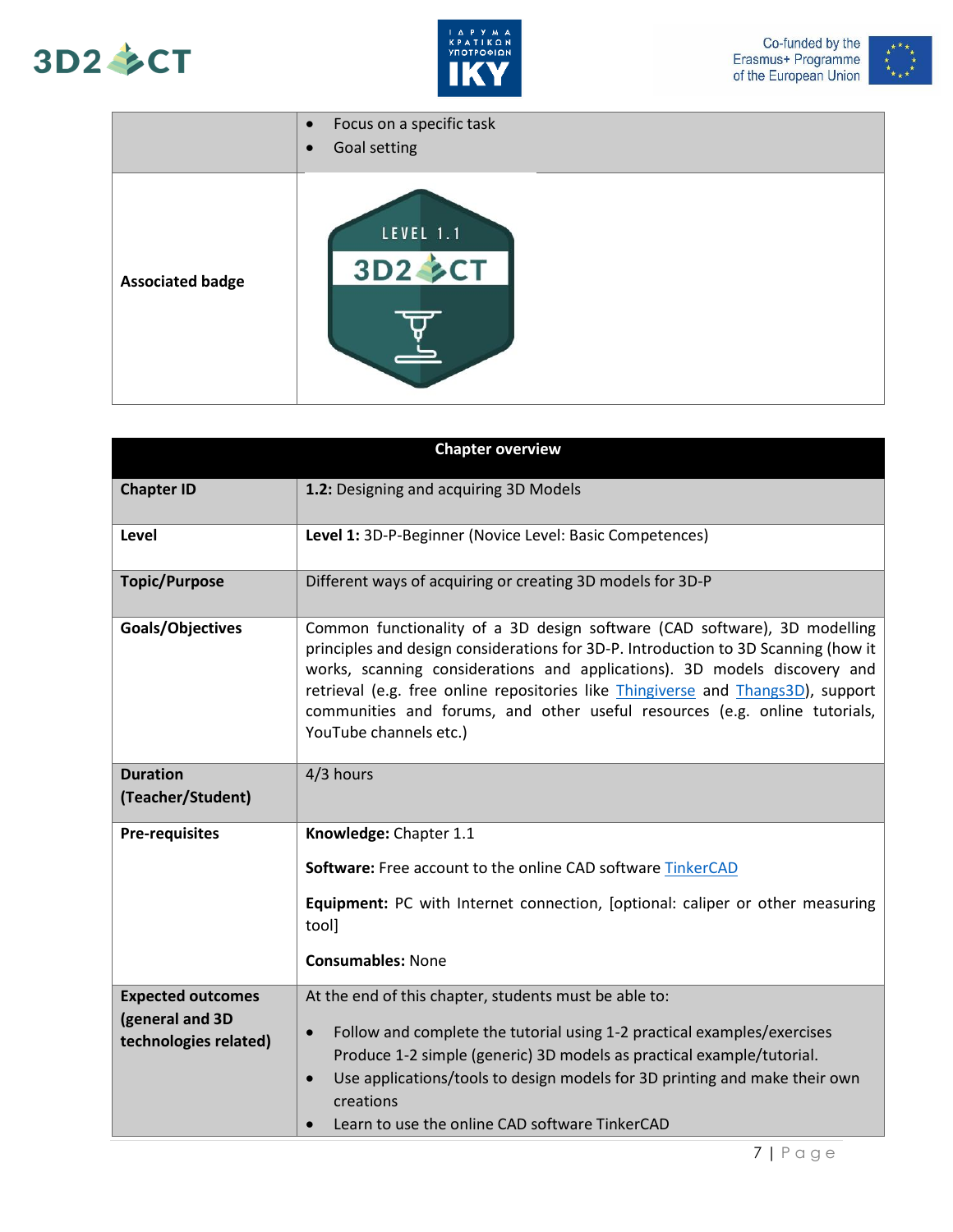| | |
|---|---|
| | • Focus on a specific task<br>• Goal setting |
| **Associated badge** | |

| Chapter overview | |
|---|---|
| **Chapter ID** | **1.2:** Designing and acquiring 3D Models |
| **Level** | **Level 1:** 3D-P-Beginner (Novice Level: Basic Competences) |
| **Topic/Purpose** | Different ways of acquiring or creating 3D models for 3D-P |
| **Goals/Objectives** | Common functionality of a 3D design software (CAD software), 3D modelling principles and design considerations for 3D-P. Introduction to 3D Scanning (how it works, scanning considerations and applications). 3D models discovery and retrieval (e.g. free online repositories like Thingiverse and Thangs3D), support communities and forums, and other useful resources (e.g. online tutorials, YouTube channels etc.) |
| **Duration (Teacher/Student)** | 4/3 hours |
| **Pre-requisites** | **Knowledge:** Chapter 1.1<br><br>**Software:** Free account to the online CAD software TinkerCAD<br><br>**Equipment:** PC with Internet connection, [optional: caliper or other measuring tool]<br><br>**Consumables:** None |
| **Expected outcomes (general and 3D technologies related)** | At the end of this chapter, students must be able to:<br><br>• Follow and complete the tutorial using 1-2 practical examples/exercises Produce 1-2 simple (generic) 3D models as practical example/tutorial.<br>• Use applications/tools to design models for 3D printing and make their own creations<br>• Learn to use the online CAD software TinkerCAD |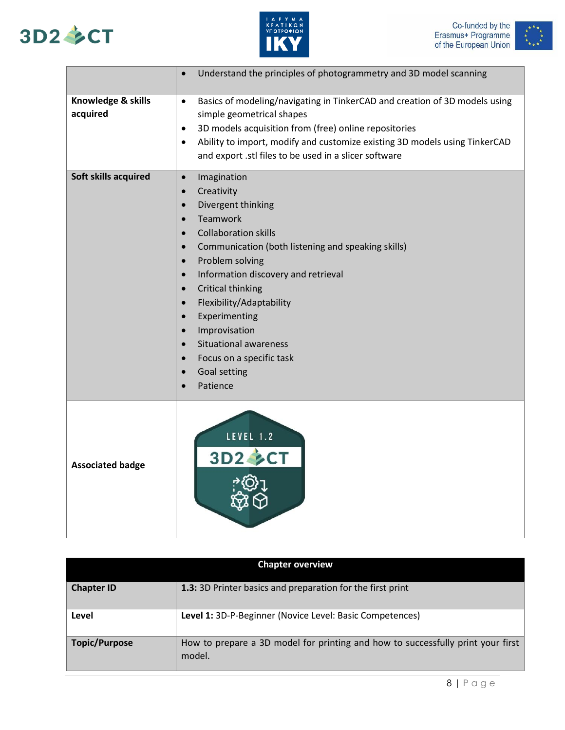| | |
|---|---|
| | • Understand the principles of photogrammetry and 3D model scanning |
| **Knowledge & skills acquired** | • Basics of modeling/navigating in TinkerCAD and creation of 3D models using simple geometrical shapes<br>• 3D models acquisition from (free) online repositories<br>• Ability to import, modify and customize existing 3D models using TinkerCAD and export .stl files to be used in a slicer software |
| **Soft skills acquired** | • Imagination<br>• Creativity<br>• Divergent thinking<br>• Teamwork<br>• Collaboration skills<br>• Communication (both listening and speaking skills)<br>• Problem solving<br>• Information discovery and retrieval<br>• Critical thinking<br>• Flexibility/Adaptability<br>• Experimenting<br>• Improvisation<br>• Situational awareness<br>• Focus on a specific task<br>• Goal setting<br>• Patience |
| **Associated badge** | LEVEL 1.2 3D2CT |

| **Chapter overview** | |
|---|---|
| **Chapter ID** | **1.3:** 3D Printer basics and preparation for the first print |
| **Level** | **Level 1:** 3D-P-Beginner (Novice Level: Basic Competences) |
| **Topic/Purpose** | How to prepare a 3D model for printing and how to successfully print your first model. |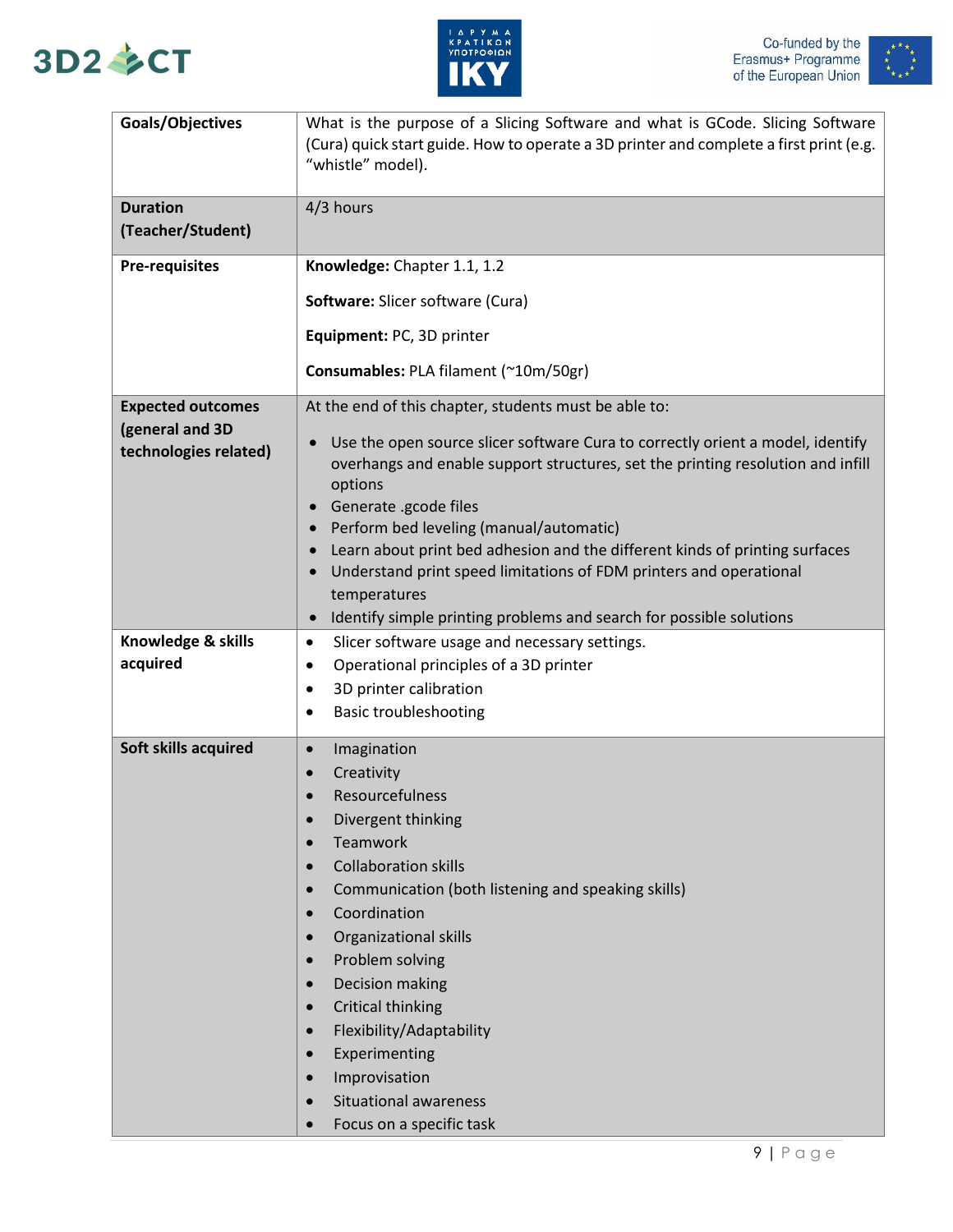| | |
|---|---|
| **Goals/Objectives** | What is the purpose of a Slicing Software and what is GCode. Slicing Software (Cura) quick start guide. How to operate a 3D printer and complete a first print (e.g. "whistle" model). |
| **Duration (Teacher/Student)** | 4/3 hours |
| **Pre-requisites** | **Knowledge:** Chapter 1.1, 1.2<br><br>**Software:** Slicer software (Cura)<br><br>**Equipment:** PC, 3D printer<br><br>**Consumables:** PLA filament (~10m/50gr) |
| **Expected outcomes (general and 3D technologies related)** | At the end of this chapter, students must be able to:<br>• Use the open source slicer software Cura to correctly orient a model, identify overhangs and enable support structures, set the printing resolution and infill options<br>• Generate .gcode files<br>• Perform bed leveling (manual/automatic)<br>• Learn about print bed adhesion and the different kinds of printing surfaces<br>• Understand print speed limitations of FDM printers and operational temperatures<br>• Identify simple printing problems and search for possible solutions |
| **Knowledge & skills acquired** | • Slicer software usage and necessary settings.<br>• Operational principles of a 3D printer<br>• 3D printer calibration<br>• Basic troubleshooting |
| **Soft skills acquired** | • Imagination<br>• Creativity<br>• Resourcefulness<br>• Divergent thinking<br>• Teamwork<br>• Collaboration skills<br>• Communication (both listening and speaking skills)<br>• Coordination<br>• Organizational skills<br>• Problem solving<br>• Decision making<br>• Critical thinking<br>• Flexibility/Adaptability<br>• Experimenting<br>• Improvisation<br>• Situational awareness<br>• Focus on a specific task |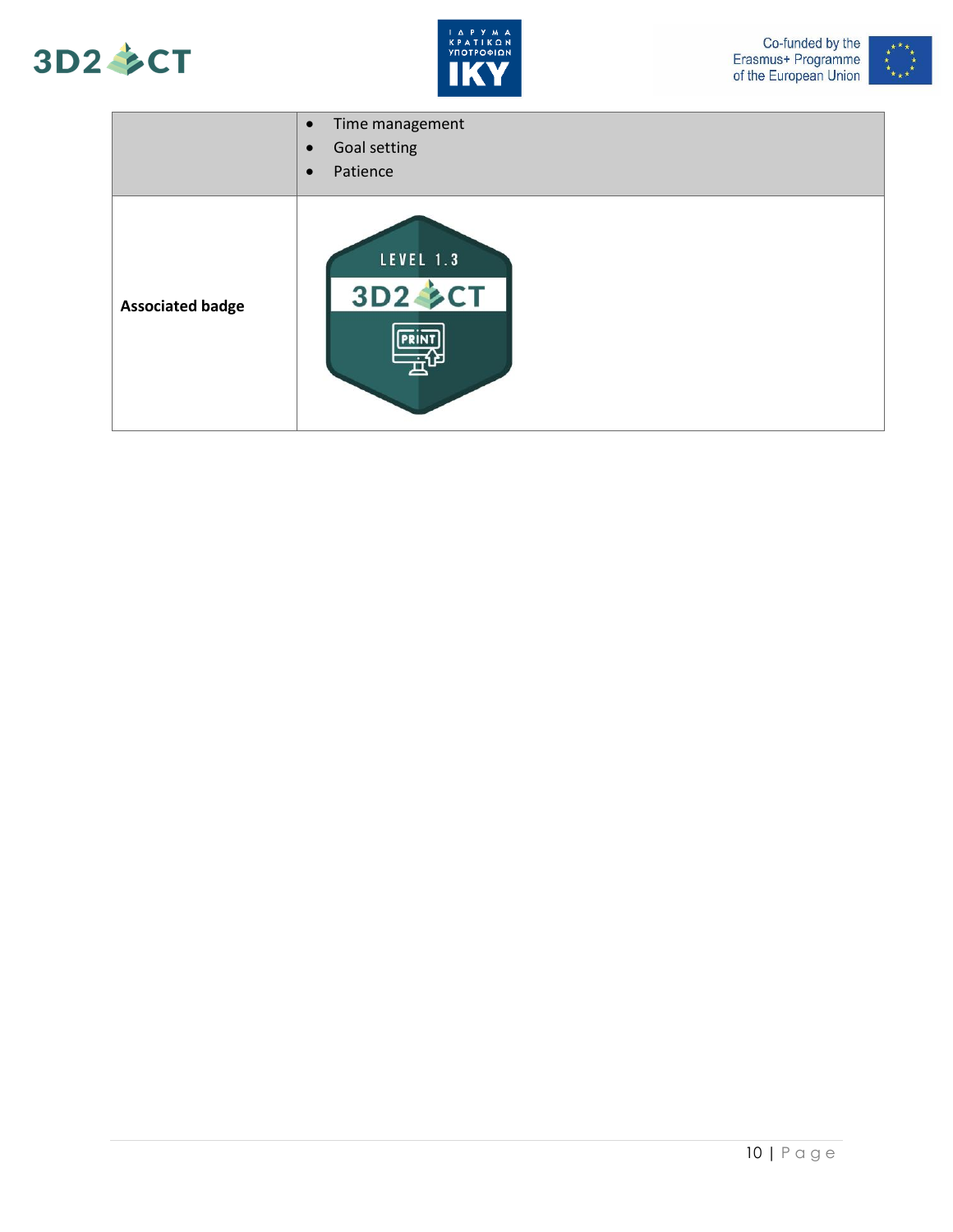| | |
|---|---|
| | • Time management<br>• Goal setting<br>• Patience |
| **Associated badge** | |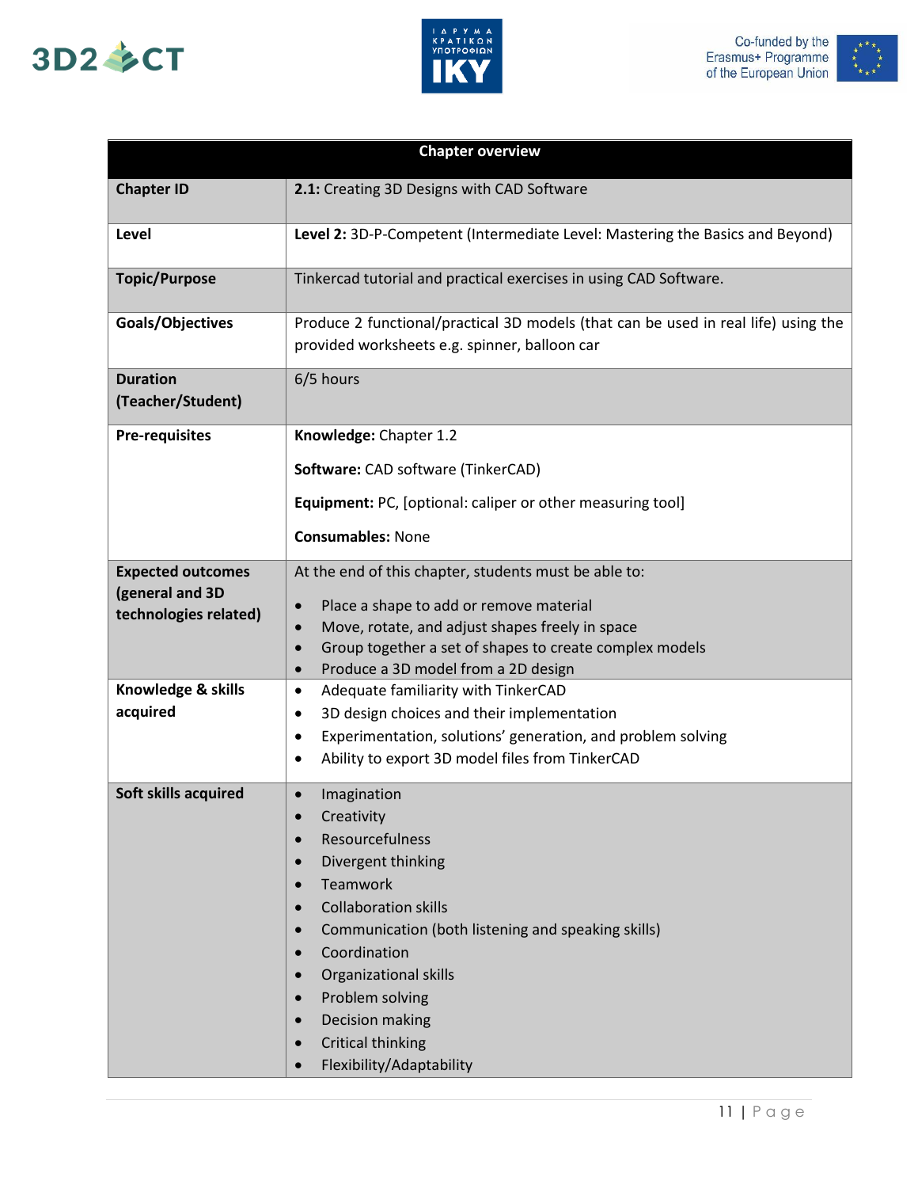| Chapter overview | |
|---|---|
| **Chapter ID** | **2.1:** Creating 3D Designs with CAD Software |
| **Level** | **Level 2:** 3D-P-Competent (Intermediate Level: Mastering the Basics and Beyond) |
| **Topic/Purpose** | Tinkercad tutorial and practical exercises in using CAD Software. |
| **Goals/Objectives** | Produce 2 functional/practical 3D models (that can be used in real life) using the provided worksheets e.g. spinner, balloon car |
| **Duration (Teacher/Student)** | 6/5 hours |
| **Pre-requisites** | **Knowledge:** Chapter 1.2<br><br>**Software:** CAD software (TinkerCAD)<br><br>**Equipment:** PC, [optional: caliper or other measuring tool]<br><br>**Consumables:** None |
| **Expected outcomes (general and 3D technologies related)** | At the end of this chapter, students must be able to:<br>• Place a shape to add or remove material<br>• Move, rotate, and adjust shapes freely in space<br>• Group together a set of shapes to create complex models<br>• Produce a 3D model from a 2D design |
| **Knowledge & skills acquired** | • Adequate familiarity with TinkerCAD<br>• 3D design choices and their implementation<br>• Experimentation, solutions' generation, and problem solving<br>• Ability to export 3D model files from TinkerCAD |
| **Soft skills acquired** | • Imagination<br>• Creativity<br>• Resourcefulness<br>• Divergent thinking<br>• Teamwork<br>• Collaboration skills<br>• Communication (both listening and speaking skills)<br>• Coordination<br>• Organizational skills<br>• Problem solving<br>• Decision making<br>• Critical thinking<br>• Flexibility/Adaptability |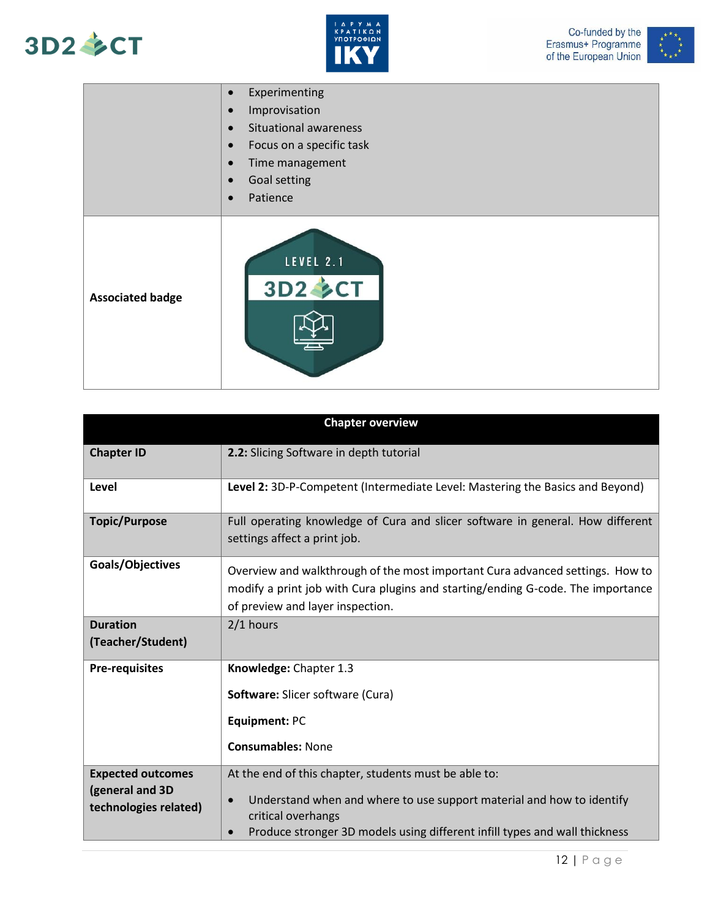| | |
|---|---|
| | • Experimenting<br>• Improvisation<br>• Situational awareness<br>• Focus on a specific task<br>• Time management<br>• Goal setting<br>• Patience |
| **Associated badge** | LEVEL 2.1 3D2CT |

| Chapter overview | |
|---|---|
| **Chapter ID** | **2.2:** Slicing Software in depth tutorial |
| **Level** | **Level 2:** 3D-P-Competent (Intermediate Level: Mastering the Basics and Beyond) |
| **Topic/Purpose** | Full operating knowledge of Cura and slicer software in general. How different settings affect a print job. |
| **Goals/Objectives** | Overview and walkthrough of the most important Cura advanced settings. How to modify a print job with Cura plugins and starting/ending G-code. The importance of preview and layer inspection. |
| **Duration (Teacher/Student)** | 2/1 hours |
| **Pre-requisites** | **Knowledge:** Chapter 1.3<br>**Software:** Slicer software (Cura)<br>**Equipment:** PC<br>**Consumables:** None |
| **Expected outcomes (general and 3D technologies related)** | At the end of this chapter, students must be able to:<br>• Understand when and where to use support material and how to identify critical overhangs<br>• Produce stronger 3D models using different infill types and wall thickness |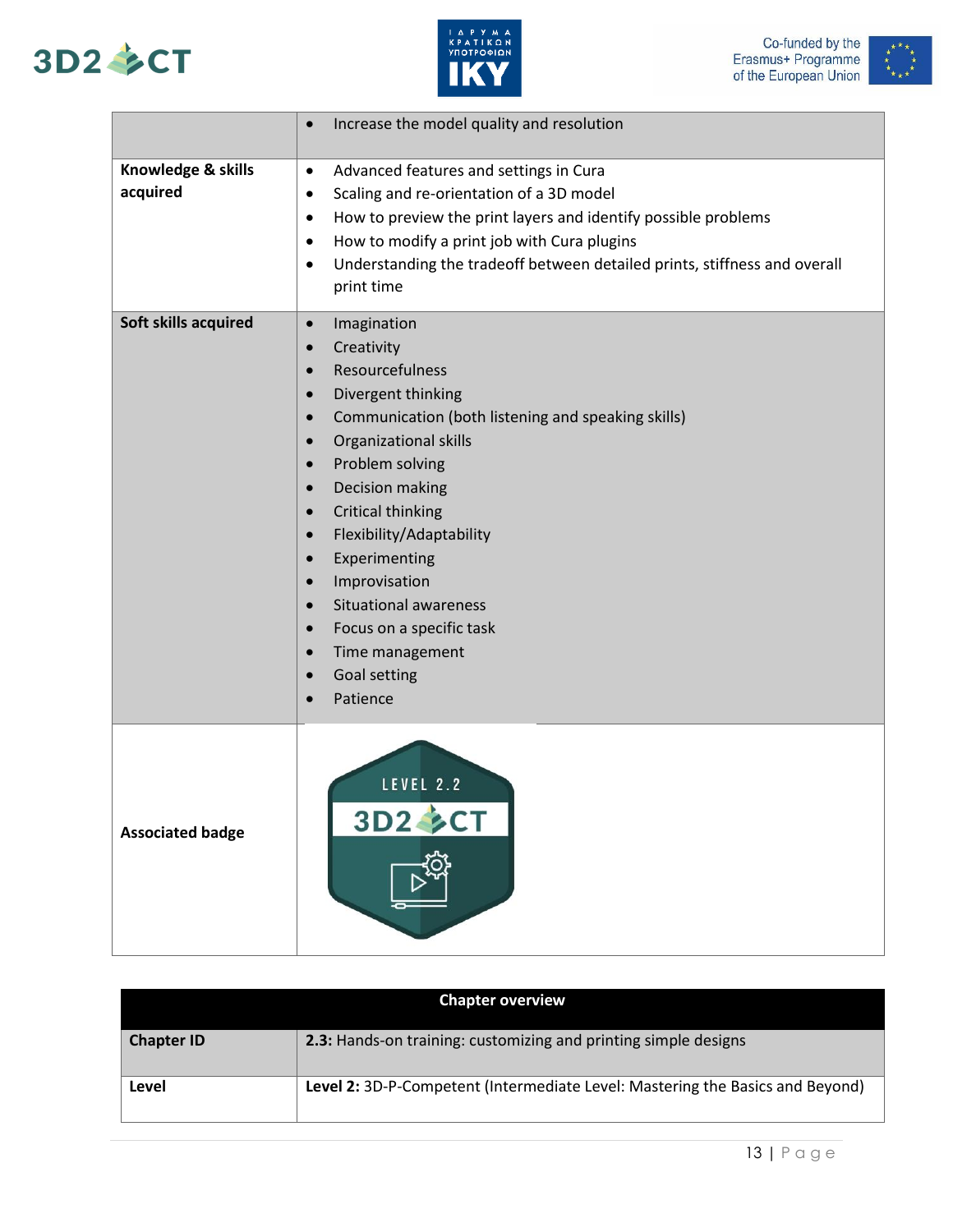| | |
|---|---|
| | • Increase the model quality and resolution |
| **Knowledge & skills acquired** | • Advanced features and settings in Cura<br>• Scaling and re-orientation of a 3D model<br>• How to preview the print layers and identify possible problems<br>• How to modify a print job with Cura plugins<br>• Understanding the tradeoff between detailed prints, stiffness and overall print time |
| **Soft skills acquired** | • Imagination<br>• Creativity<br>• Resourcefulness<br>• Divergent thinking<br>• Communication (both listening and speaking skills)<br>• Organizational skills<br>• Problem solving<br>• Decision making<br>• Critical thinking<br>• Flexibility/Adaptability<br>• Experimenting<br>• Improvisation<br>• Situational awareness<br>• Focus on a specific task<br>• Time management<br>• Goal setting<br>• Patience |
| **Associated badge** | LEVEL 2.2 3D2CT |

| **Chapter overview** | |
|---|---|
| **Chapter ID** | **2.3:** Hands-on training: customizing and printing simple designs |
| **Level** | **Level 2:** 3D-P-Competent (Intermediate Level: Mastering the Basics and Beyond) |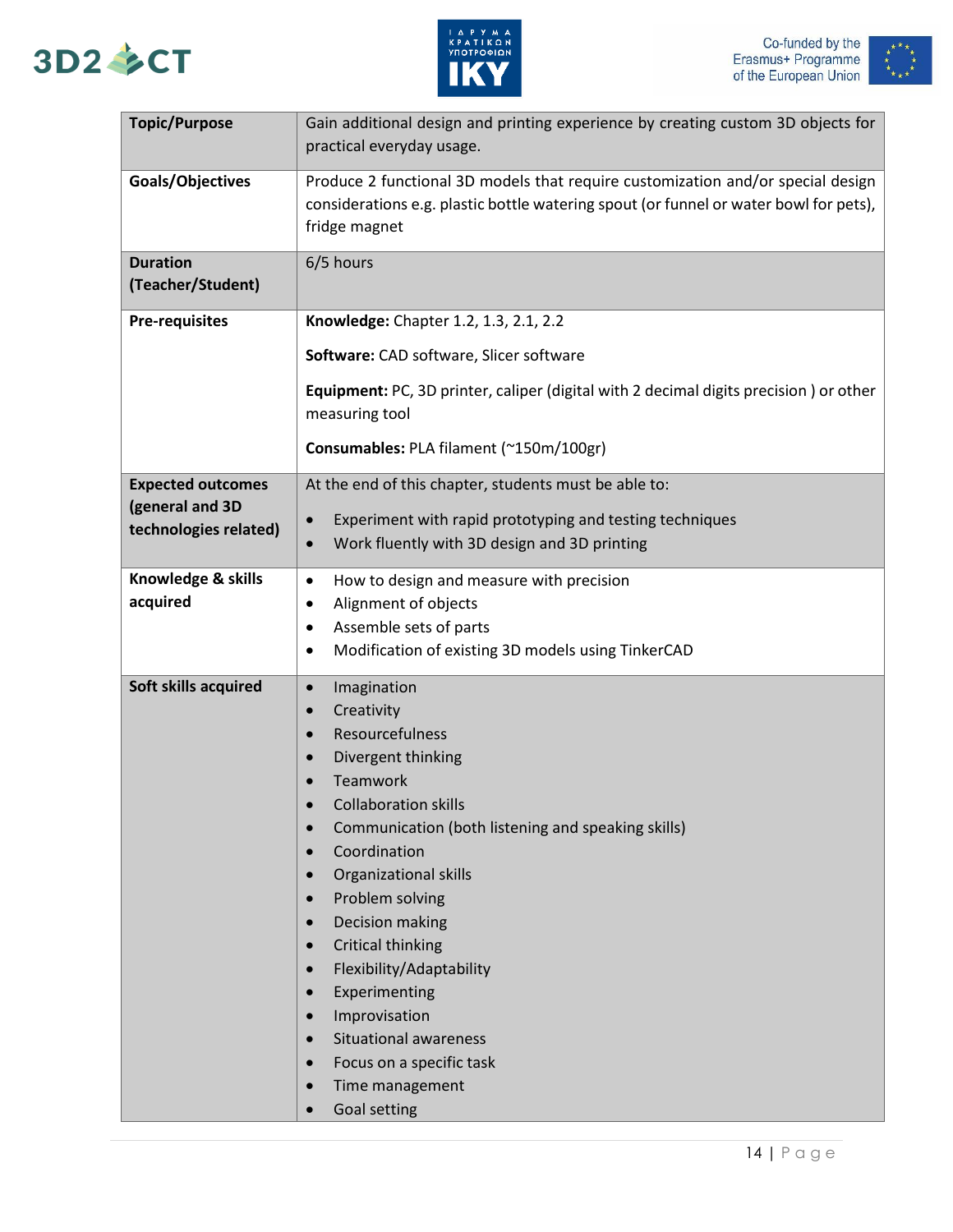| Topic/Purpose | Gain additional design and printing experience by creating custom 3D objects for practical everyday usage. |
|---|---|
| **Goals/Objectives** | Produce 2 functional 3D models that require customization and/or special design considerations e.g. plastic bottle watering spout (or funnel or water bowl for pets), fridge magnet |
| **Duration (Teacher/Student)** | 6/5 hours |
| **Pre-requisites** | **Knowledge:** Chapter 1.2, 1.3, 2.1, 2.2<br><br>**Software:** CAD software, Slicer software<br><br>**Equipment:** PC, 3D printer, caliper (digital with 2 decimal digits precision ) or other measuring tool<br><br>**Consumables:** PLA filament (~150m/100gr) |
| **Expected outcomes (general and 3D technologies related)** | At the end of this chapter, students must be able to:<br><br>• Experiment with rapid prototyping and testing techniques<br>• Work fluently with 3D design and 3D printing |
| **Knowledge & skills acquired** | • How to design and measure with precision<br>• Alignment of objects<br>• Assemble sets of parts<br>• Modification of existing 3D models using TinkerCAD |
| **Soft skills acquired** | • Imagination<br>• Creativity<br>• Resourcefulness<br>• Divergent thinking<br>• Teamwork<br>• Collaboration skills<br>• Communication (both listening and speaking skills)<br>• Coordination<br>• Organizational skills<br>• Problem solving<br>• Decision making<br>• Critical thinking<br>• Flexibility/Adaptability<br>• Experimenting<br>• Improvisation<br>• Situational awareness<br>• Focus on a specific task<br>• Time management<br>• Goal setting |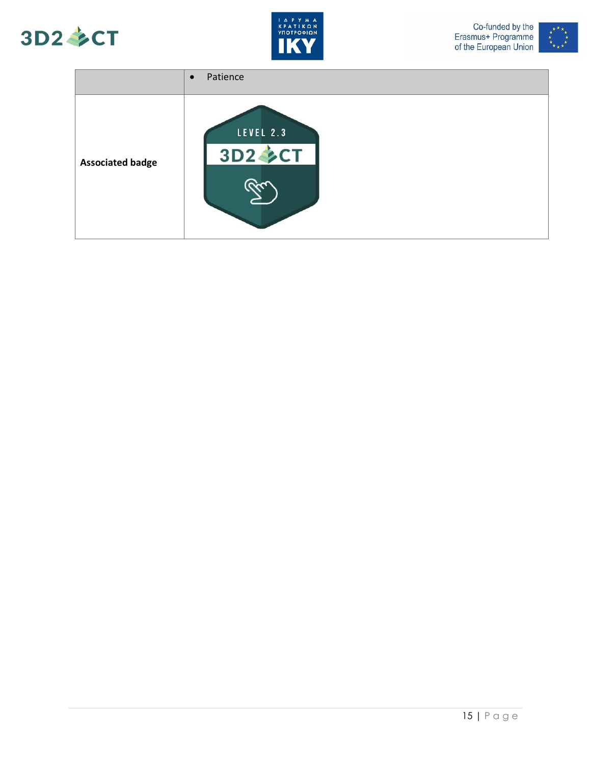| | |
|---|---|
| | • Patience |
| **Associated badge** | |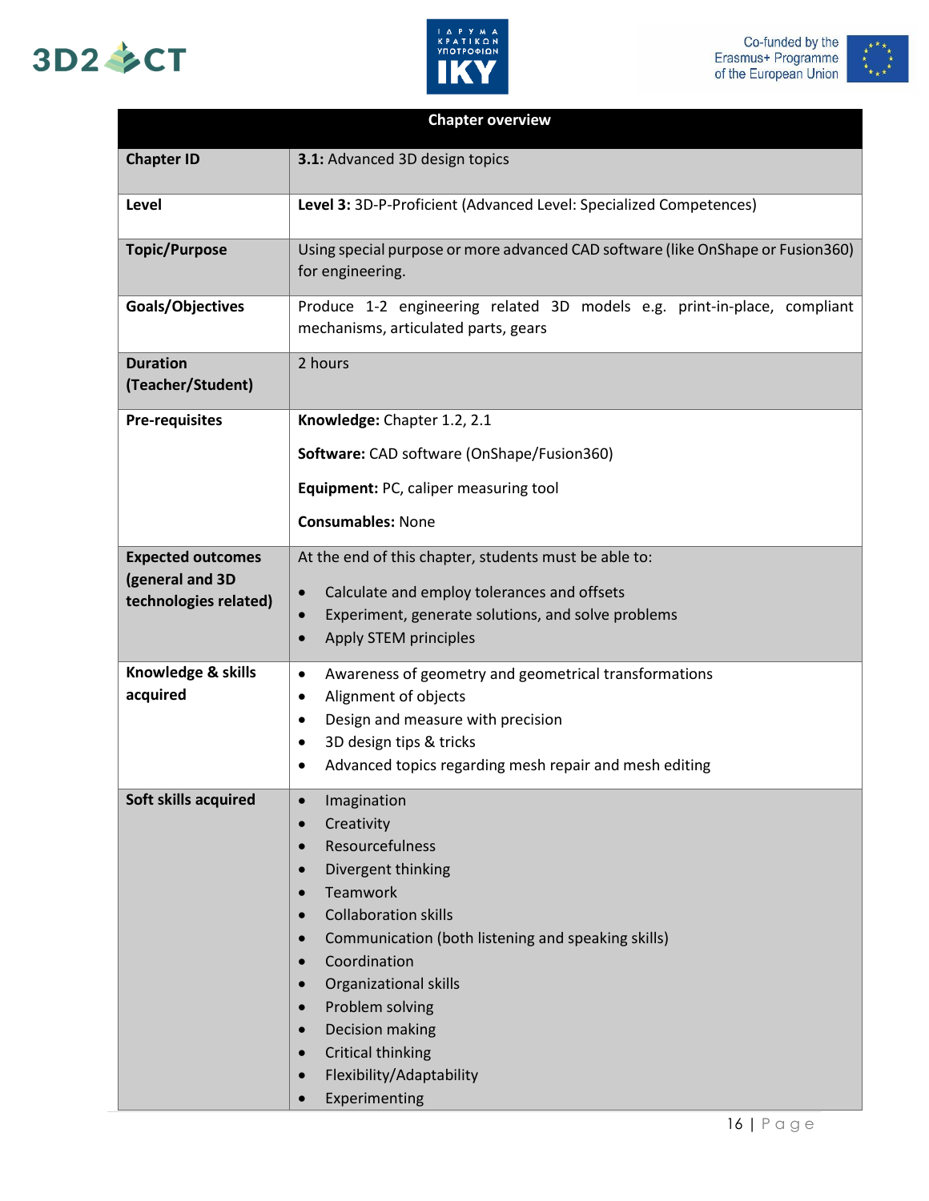| Chapter overview | |
|---|---|
| **Chapter ID** | **3.1:** Advanced 3D design topics |
| **Level** | **Level 3:** 3D-P-Proficient (Advanced Level: Specialized Competences) |
| **Topic/Purpose** | Using special purpose or more advanced CAD software (like OnShape or Fusion360) for engineering. |
| **Goals/Objectives** | Produce 1-2 engineering related 3D models e.g. print-in-place, compliant mechanisms, articulated parts, gears |
| **Duration (Teacher/Student)** | 2 hours |
| **Pre-requisites** | **Knowledge:** Chapter 1.2, 2.1<br>**Software:** CAD software (OnShape/Fusion360)<br>**Equipment:** PC, caliper measuring tool<br>**Consumables:** None |
| **Expected outcomes (general and 3D technologies related)** | At the end of this chapter, students must be able to:<br>• Calculate and employ tolerances and offsets<br>• Experiment, generate solutions, and solve problems<br>• Apply STEM principles |
| **Knowledge & skills acquired** | • Awareness of geometry and geometrical transformations<br>• Alignment of objects<br>• Design and measure with precision<br>• 3D design tips & tricks<br>• Advanced topics regarding mesh repair and mesh editing |
| **Soft skills acquired** | • Imagination<br>• Creativity<br>• Resourcefulness<br>• Divergent thinking<br>• Teamwork<br>• Collaboration skills<br>• Communication (both listening and speaking skills)<br>• Coordination<br>• Organizational skills<br>• Problem solving<br>• Decision making<br>• Critical thinking<br>• Flexibility/Adaptability<br>• Experimenting |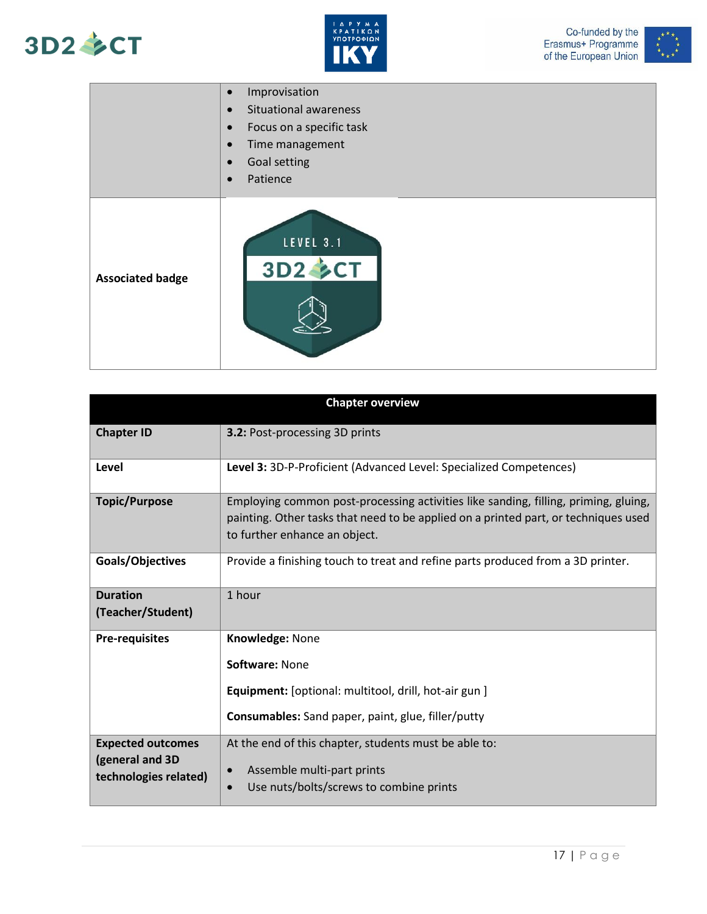| | |
|---|---|
| | • Improvisation<br>• Situational awareness<br>• Focus on a specific task<br>• Time management<br>• Goal setting<br>• Patience |
| **Associated badge** | |

| Chapter overview | |
|---|---|
| **Chapter ID** | **3.2:** Post-processing 3D prints |
| **Level** | **Level 3:** 3D-P-Proficient (Advanced Level: Specialized Competences) |
| **Topic/Purpose** | Employing common post-processing activities like sanding, filling, priming, gluing, painting. Other tasks that need to be applied on a printed part, or techniques used to further enhance an object. |
| **Goals/Objectives** | Provide a finishing touch to treat and refine parts produced from a 3D printer. |
| **Duration (Teacher/Student)** | 1 hour |
| **Pre-requisites** | **Knowledge:** None<br><br>**Software:** None<br><br>**Equipment:** [optional: multitool, drill, hot-air gun ]<br><br>**Consumables:** Sand paper, paint, glue, filler/putty |
| **Expected outcomes (general and 3D technologies related)** | At the end of this chapter, students must be able to:<br><br>• Assemble multi-part prints<br>• Use nuts/bolts/screws to combine prints |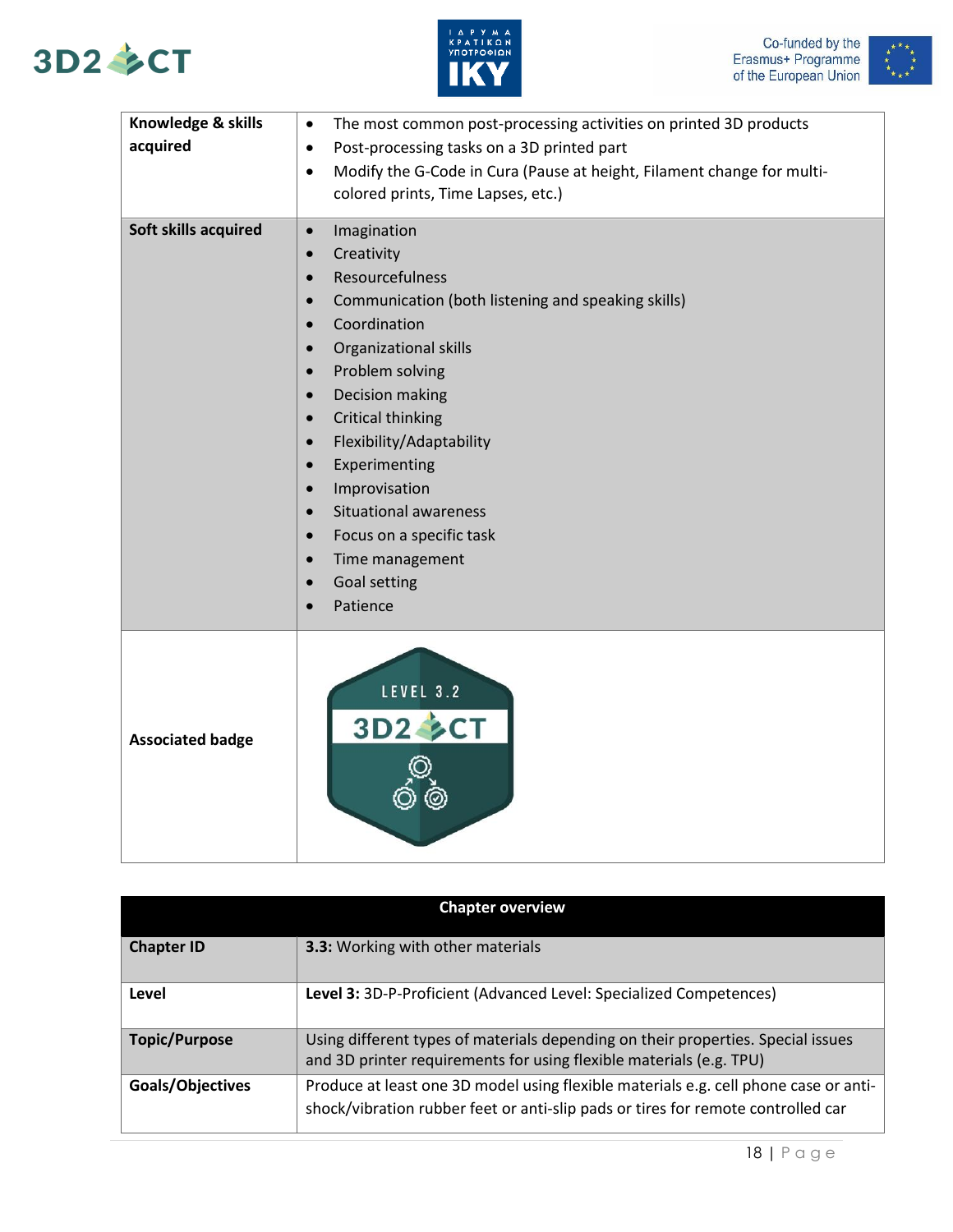| | |
|---|---|
| **Knowledge & skills acquired** | • The most common post-processing activities on printed 3D products<br>• Post-processing tasks on a 3D printed part<br>• Modify the G-Code in Cura (Pause at height, Filament change for multi-colored prints, Time Lapses, etc.) |
| **Soft skills acquired** | • Imagination<br>• Creativity<br>• Resourcefulness<br>• Communication (both listening and speaking skills)<br>• Coordination<br>• Organizational skills<br>• Problem solving<br>• Decision making<br>• Critical thinking<br>• Flexibility/Adaptability<br>• Experimenting<br>• Improvisation<br>• Situational awareness<br>• Focus on a specific task<br>• Time management<br>• Goal setting<br>• Patience |
| **Associated badge** | LEVEL 3.2 3D2CT |

| **Chapter overview** | |
|---|---|
| **Chapter ID** | **3.3:** Working with other materials |
| **Level** | **Level 3:** 3D-P-Proficient (Advanced Level: Specialized Competences) |
| **Topic/Purpose** | Using different types of materials depending on their properties. Special issues and 3D printer requirements for using flexible materials (e.g. TPU) |
| **Goals/Objectives** | Produce at least one 3D model using flexible materials e.g. cell phone case or anti-shock/vibration rubber feet or anti-slip pads or tires for remote controlled car |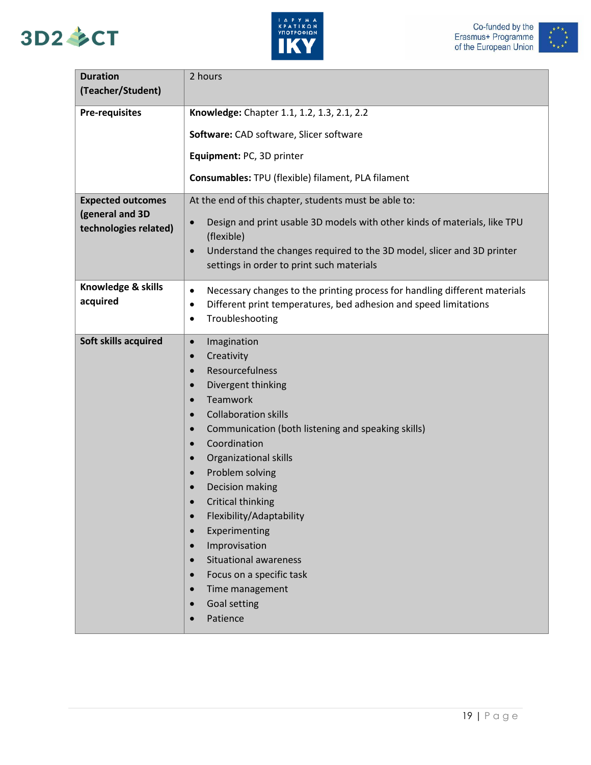| | |
|---|---|
| **Duration (Teacher/Student)** | 2 hours |
| **Pre-requisites** | **Knowledge:** Chapter 1.1, 1.2, 1.3, 2.1, 2.2<br><br>**Software:** CAD software, Slicer software<br><br>**Equipment:** PC, 3D printer<br><br>**Consumables:** TPU (flexible) filament, PLA filament |
| **Expected outcomes (general and 3D technologies related)** | At the end of this chapter, students must be able to:<br>• Design and print usable 3D models with other kinds of materials, like TPU (flexible)<br>• Understand the changes required to the 3D model, slicer and 3D printer settings in order to print such materials |
| **Knowledge & skills acquired** | • Necessary changes to the printing process for handling different materials<br>• Different print temperatures, bed adhesion and speed limitations<br>• Troubleshooting |
| **Soft skills acquired** | • Imagination<br>• Creativity<br>• Resourcefulness<br>• Divergent thinking<br>• Teamwork<br>• Collaboration skills<br>• Communication (both listening and speaking skills)<br>• Coordination<br>• Organizational skills<br>• Problem solving<br>• Decision making<br>• Critical thinking<br>• Flexibility/Adaptability<br>• Experimenting<br>• Improvisation<br>• Situational awareness<br>• Focus on a specific task<br>• Time management<br>• Goal setting<br>• Patience |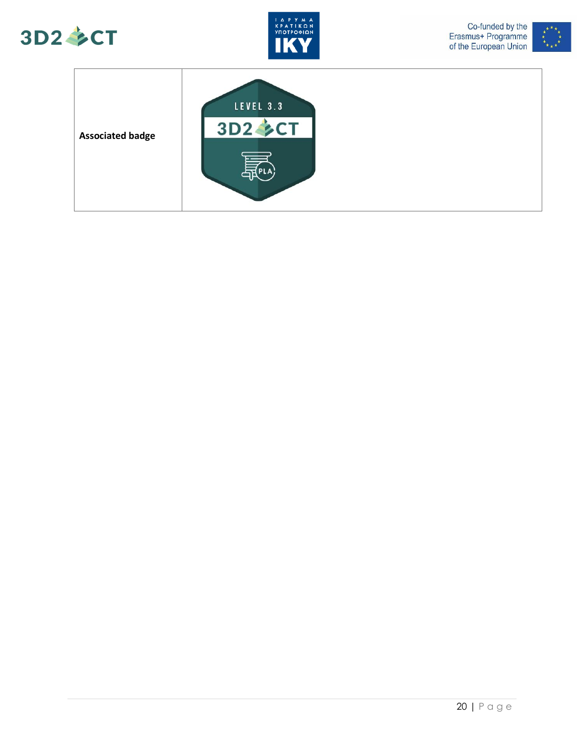| **Associated badge** | LEVEL 3.3 3D2CT PLA |
|---|---|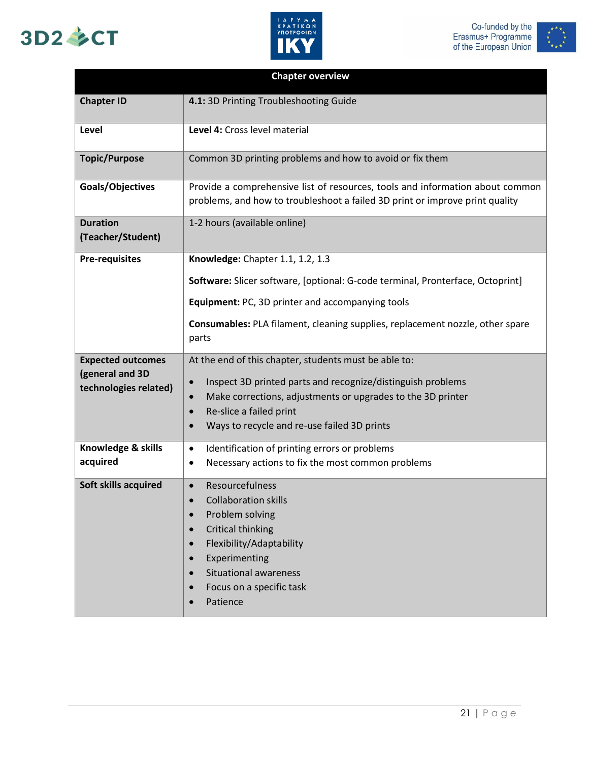| Chapter overview | |
|---|---|
| **Chapter ID** | **4.1:** 3D Printing Troubleshooting Guide |
| **Level** | **Level 4:** Cross level material |
| **Topic/Purpose** | Common 3D printing problems and how to avoid or fix them |
| **Goals/Objectives** | Provide a comprehensive list of resources, tools and information about common problems, and how to troubleshoot a failed 3D print or improve print quality |
| **Duration (Teacher/Student)** | 1-2 hours (available online) |
| **Pre-requisites** | **Knowledge:** Chapter 1.1, 1.2, 1.3<br><br>**Software:** Slicer software, [optional: G-code terminal, Pronterface, Octoprint]<br><br>**Equipment:** PC, 3D printer and accompanying tools<br><br>**Consumables:** PLA filament, cleaning supplies, replacement nozzle, other spare parts |
| **Expected outcomes (general and 3D technologies related)** | At the end of this chapter, students must be able to:<br>• Inspect 3D printed parts and recognize/distinguish problems<br>• Make corrections, adjustments or upgrades to the 3D printer<br>• Re-slice a failed print<br>• Ways to recycle and re-use failed 3D prints |
| **Knowledge & skills acquired** | • Identification of printing errors or problems<br>• Necessary actions to fix the most common problems |
| **Soft skills acquired** | • Resourcefulness<br>• Collaboration skills<br>• Problem solving<br>• Critical thinking<br>• Flexibility/Adaptability<br>• Experimenting<br>• Situational awareness<br>• Focus on a specific task<br>• Patience |